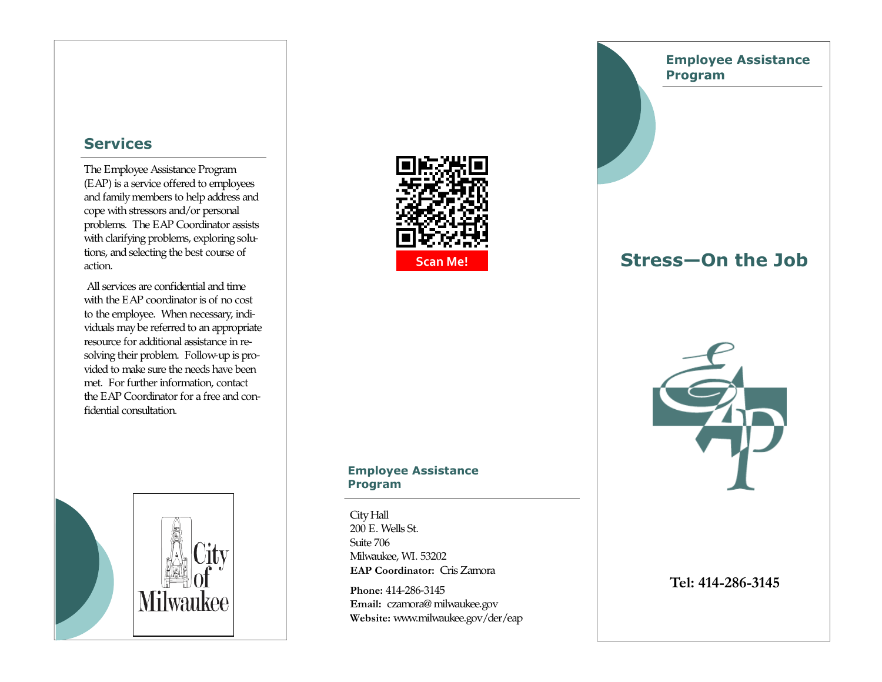## Services

The Employee Assistance Program (EAP) is a service offered to employees and family members to help address and cope with stressors and/or personal problems. The EAP Coordinator assists with clarifying problems, exploring solutions, and selecting the best course of action.

All services are confidential and time with the EAP coordinator is of no cost to the employee. When necessary, individuals may be referred to an appropriate resource for additional assistance in resolving their problem. Follow-up is provided to make sure the needs have been met. For further information, contact the EAP Coordinator for a free and confidential consultation.

City of Milwaukee

Scan Me!

### Employee Assistance Program

City Hall
200 E. Wells St.
Suite 706
Milwaukee, WI. 53202
**EAP Coordinator:** Cris Zamora

**Phone:** 414-286-3145
**Email:** czamora@ milwaukee.gov
**Website:** www.milwaukee.gov/der/eap

### Employee Assistance Program

# Stress—On the Job

EAP

**Tel: 414-286-3145**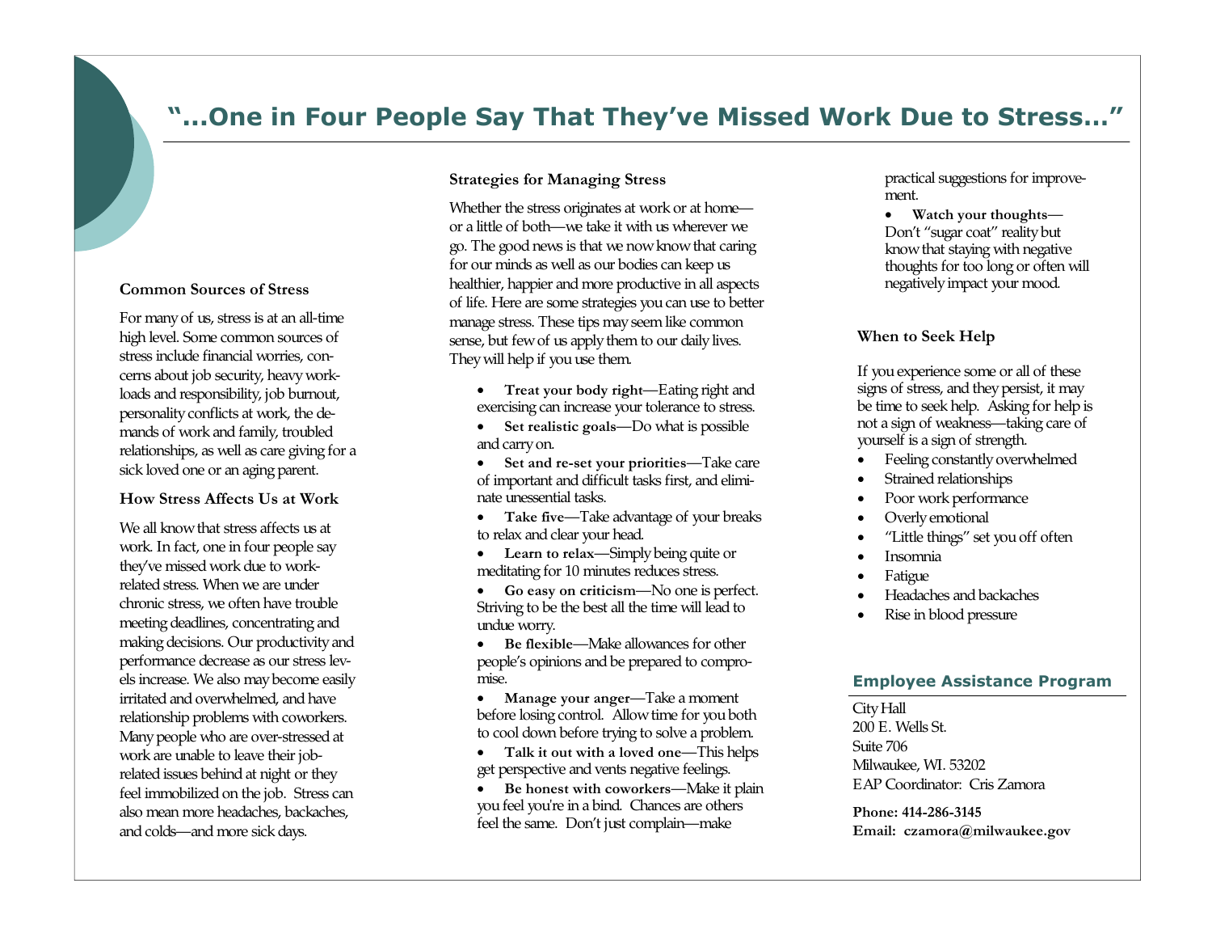# "...One in Four People Say That They've Missed Work Due to Stress..."

### Common Sources of Stress

For many of us, stress is at an all-time high level. Some common sources of stress include financial worries, concerns about job security, heavy workloads and responsibility, job burnout, personality conflicts at work, the demands of work and family, troubled relationships, as well as care giving for a sick loved one or an aging parent.

### How Stress Affects Us at Work

We all know that stress affects us at work. In fact, one in four people say they've missed work due to work-related stress. When we are under chronic stress, we often have trouble meeting deadlines, concentrating and making decisions. Our productivity and performance decrease as our stress levels increase. We also may become easily irritated and overwhelmed, and have relationship problems with coworkers. Many people who are over-stressed at work are unable to leave their job-related issues behind at night or they feel immobilized on the job. Stress can also mean more headaches, backaches, and colds—and more sick days.

### Strategies for Managing Stress

Whether the stress originates at work or at home—or a little of both—we take it with us wherever we go. The good news is that we now know that caring for our minds as well as our bodies can keep us healthier, happier and more productive in all aspects of life. Here are some strategies you can use to better manage stress. These tips may seem like common sense, but few of us apply them to our daily lives. They will help if you use them.

- **Treat your body right**—Eating right and exercising can increase your tolerance to stress.
- **Set realistic goals**—Do what is possible and carry on.
- **Set and re-set your priorities**—Take care of important and difficult tasks first, and eliminate unessential tasks.
- **Take five**—Take advantage of your breaks to relax and clear your head.
- **Learn to relax**—Simply being quite or meditating for 10 minutes reduces stress.
- **Go easy on criticism**—No one is perfect. Striving to be the best all the time will lead to undue worry.
- **Be flexible**—Make allowances for other people's opinions and be prepared to compromise.
- **Manage your anger**—Take a moment before losing control. Allow time for you both to cool down before trying to solve a problem.
- **Talk it out with a loved one**—This helps get perspective and vents negative feelings.
- **Be honest with coworkers**—Make it plain you feel you're in a bind. Chances are others feel the same. Don't just complain—make practical suggestions for improvement.
- **Watch your thoughts**—Don't "sugar coat" reality but know that staying with negative thoughts for too long or often will negatively impact your mood.

### When to Seek Help

If you experience some or all of these signs of stress, and they persist, it may be time to seek help. Asking for help is not a sign of weakness—taking care of yourself is a sign of strength.

- Feeling constantly overwhelmed
- Strained relationships
- Poor work performance
- Overly emotional
- "Little things" set you off often
- Insomnia
- Fatigue
- Headaches and backaches
- Rise in blood pressure

## Employee Assistance Program

City Hall
200 E. Wells St.
Suite 706
Milwaukee, WI. 53202
EAP Coordinator: Cris Zamora

**Phone: 414-286-3145**
**Email: czamora@milwaukee.gov**